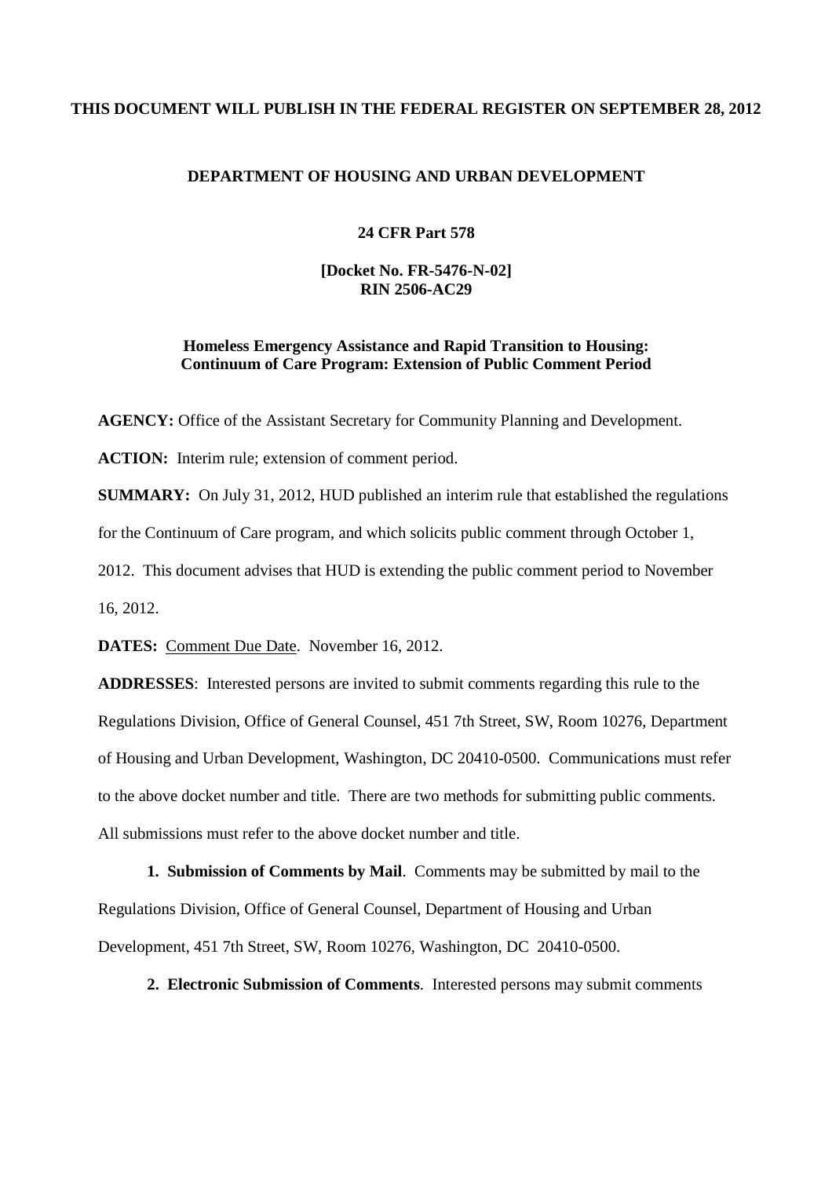**THIS DOCUMENT WILL PUBLISH IN THE FEDERAL REGISTER ON SEPTEMBER 28, 2012**

**DEPARTMENT OF HOUSING AND URBAN DEVELOPMENT**

**24 CFR Part 578**

**[Docket No. FR-5476-N-02]**
**RIN 2506-AC29**

**Homeless Emergency Assistance and Rapid Transition to Housing: Continuum of Care Program: Extension of Public Comment Period**

**AGENCY:** Office of the Assistant Secretary for Community Planning and Development.

**ACTION:** Interim rule; extension of comment period.

**SUMMARY:** On July 31, 2012, HUD published an interim rule that established the regulations for the Continuum of Care program, and which solicits public comment through October 1, 2012. This document advises that HUD is extending the public comment period to November 16, 2012.

**DATES:** Comment Due Date. November 16, 2012.

**ADDRESSES**: Interested persons are invited to submit comments regarding this rule to the Regulations Division, Office of General Counsel, 451 7th Street, SW, Room 10276, Department of Housing and Urban Development, Washington, DC 20410-0500. Communications must refer to the above docket number and title. There are two methods for submitting public comments. All submissions must refer to the above docket number and title.

**1. Submission of Comments by Mail**. Comments may be submitted by mail to the Regulations Division, Office of General Counsel, Department of Housing and Urban Development, 451 7th Street, SW, Room 10276, Washington, DC 20410-0500.

**2. Electronic Submission of Comments**. Interested persons may submit comments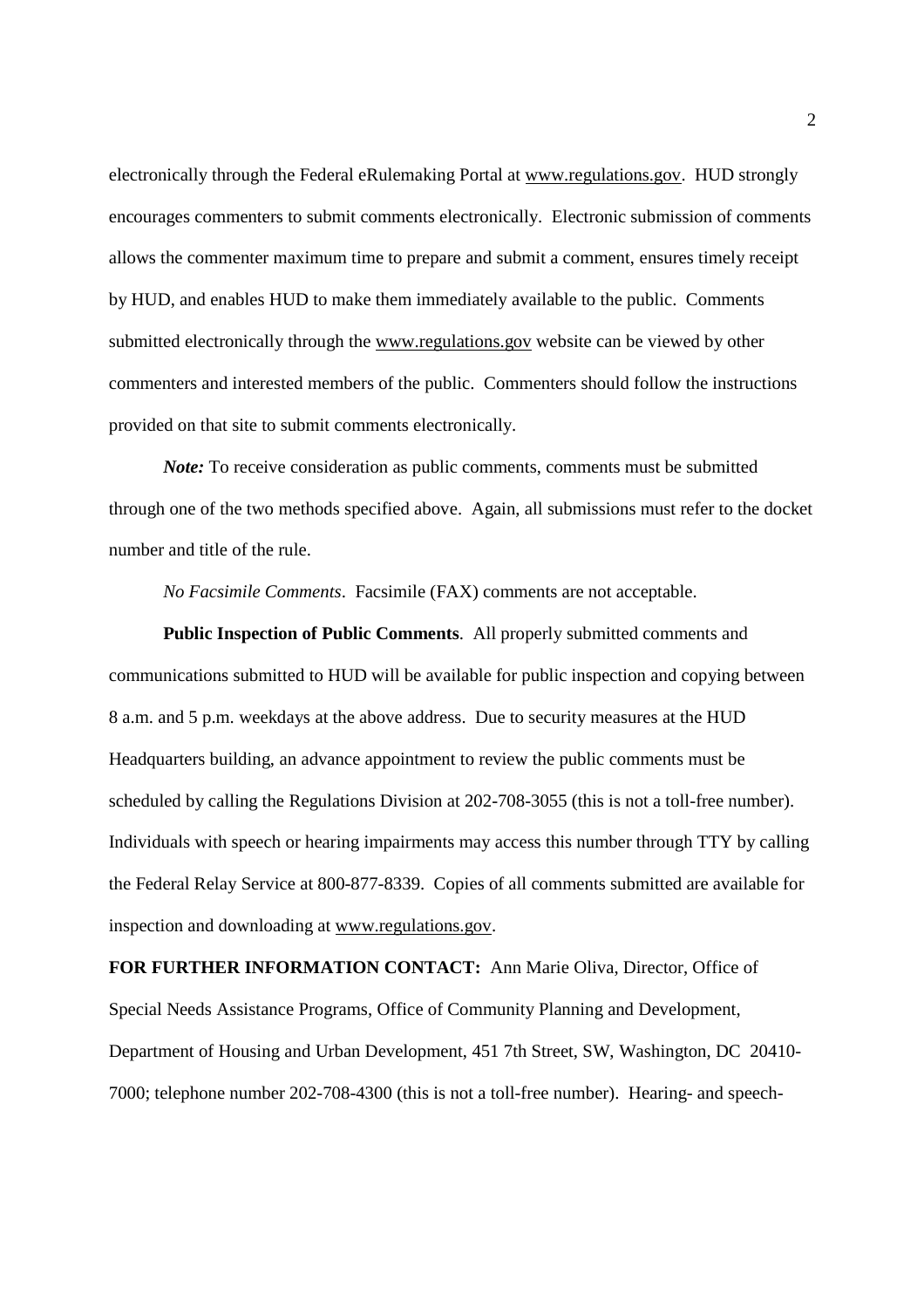electronically through the Federal eRulemaking Portal at www.regulations.gov. HUD strongly encourages commenters to submit comments electronically. Electronic submission of comments allows the commenter maximum time to prepare and submit a comment, ensures timely receipt by HUD, and enables HUD to make them immediately available to the public. Comments submitted electronically through the www.regulations.gov website can be viewed by other commenters and interested members of the public. Commenters should follow the instructions provided on that site to submit comments electronically.

***Note:*** To receive consideration as public comments, comments must be submitted through one of the two methods specified above. Again, all submissions must refer to the docket number and title of the rule.

*No Facsimile Comments*. Facsimile (FAX) comments are not acceptable.

**Public Inspection of Public Comments**. All properly submitted comments and communications submitted to HUD will be available for public inspection and copying between 8 a.m. and 5 p.m. weekdays at the above address. Due to security measures at the HUD Headquarters building, an advance appointment to review the public comments must be scheduled by calling the Regulations Division at 202-708-3055 (this is not a toll-free number). Individuals with speech or hearing impairments may access this number through TTY by calling the Federal Relay Service at 800-877-8339. Copies of all comments submitted are available for inspection and downloading at www.regulations.gov.

**FOR FURTHER INFORMATION CONTACT:** Ann Marie Oliva, Director, Office of Special Needs Assistance Programs, Office of Community Planning and Development, Department of Housing and Urban Development, 451 7th Street, SW, Washington, DC 20410-7000; telephone number 202-708-4300 (this is not a toll-free number). Hearing- and speech-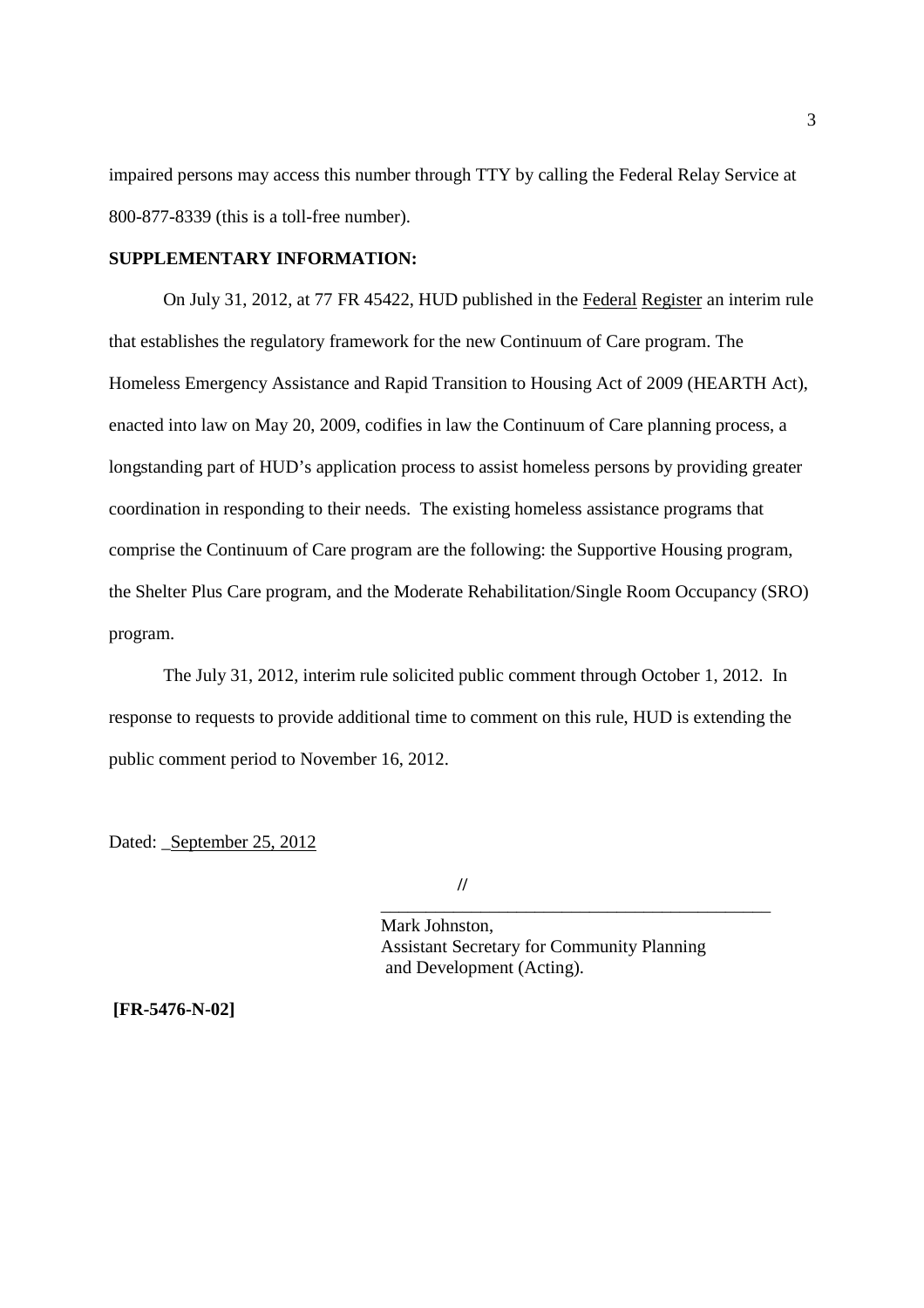impaired persons may access this number through TTY by calling the Federal Relay Service at 800-877-8339 (this is a toll-free number).

**SUPPLEMENTARY INFORMATION:**

On July 31, 2012, at 77 FR 45422, HUD published in the Federal Register an interim rule that establishes the regulatory framework for the new Continuum of Care program. The Homeless Emergency Assistance and Rapid Transition to Housing Act of 2009 (HEARTH Act), enacted into law on May 20, 2009, codifies in law the Continuum of Care planning process, a longstanding part of HUD's application process to assist homeless persons by providing greater coordination in responding to their needs. The existing homeless assistance programs that comprise the Continuum of Care program are the following: the Supportive Housing program, the Shelter Plus Care program, and the Moderate Rehabilitation/Single Room Occupancy (SRO) program.

The July 31, 2012, interim rule solicited public comment through October 1, 2012. In response to requests to provide additional time to comment on this rule, HUD is extending the public comment period to November 16, 2012.

Dated: _September 25, 2012

//

Mark Johnston,
Assistant Secretary for Community Planning
and Development (Acting).

**[FR-5476-N-02]**